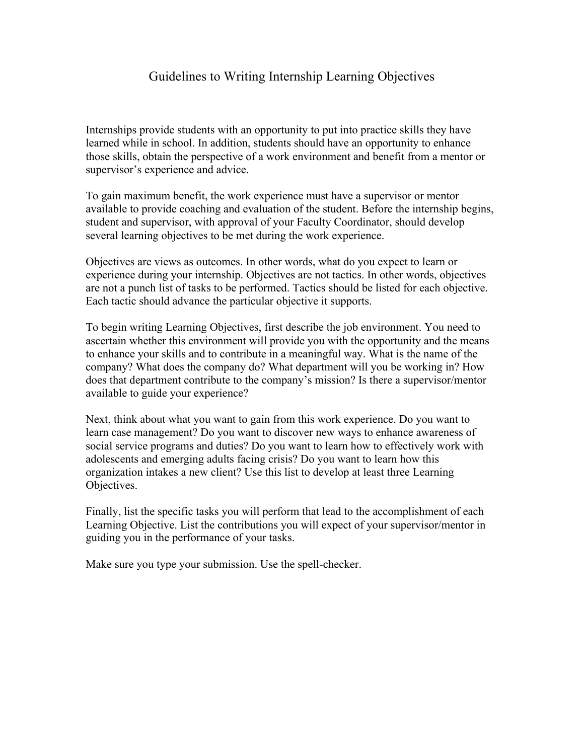# Guidelines to Writing Internship Learning Objectives

Internships provide students with an opportunity to put into practice skills they have learned while in school. In addition, students should have an opportunity to enhance those skills, obtain the perspective of a work environment and benefit from a mentor or supervisor's experience and advice.

To gain maximum benefit, the work experience must have a supervisor or mentor available to provide coaching and evaluation of the student. Before the internship begins, student and supervisor, with approval of your Faculty Coordinator, should develop several learning objectives to be met during the work experience.

Objectives are views as outcomes. In other words, what do you expect to learn or experience during your internship. Objectives are not tactics. In other words, objectives are not a punch list of tasks to be performed. Tactics should be listed for each objective. Each tactic should advance the particular objective it supports.

To begin writing Learning Objectives, first describe the job environment. You need to ascertain whether this environment will provide you with the opportunity and the means to enhance your skills and to contribute in a meaningful way. What is the name of the company? What does the company do? What department will you be working in? How does that department contribute to the company's mission? Is there a supervisor/mentor available to guide your experience?

Next, think about what you want to gain from this work experience. Do you want to learn case management? Do you want to discover new ways to enhance awareness of social service programs and duties? Do you want to learn how to effectively work with adolescents and emerging adults facing crisis? Do you want to learn how this organization intakes a new client? Use this list to develop at least three Learning Objectives.

Finally, list the specific tasks you will perform that lead to the accomplishment of each Learning Objective. List the contributions you will expect of your supervisor/mentor in guiding you in the performance of your tasks.

Make sure you type your submission. Use the spell-checker.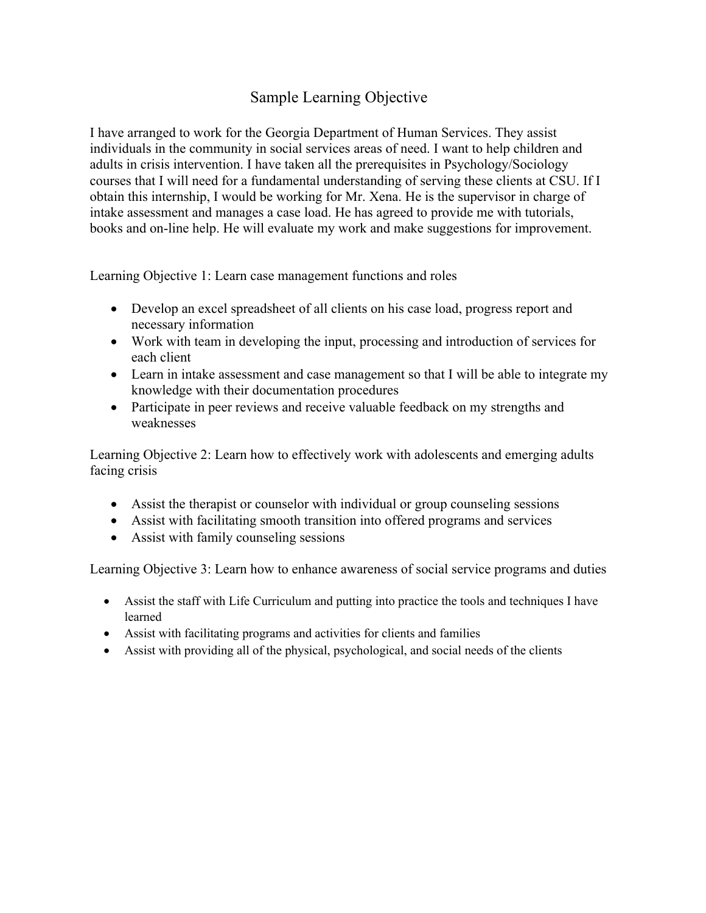# Sample Learning Objective

I have arranged to work for the Georgia Department of Human Services. They assist individuals in the community in social services areas of need. I want to help children and adults in crisis intervention. I have taken all the prerequisites in Psychology/Sociology courses that I will need for a fundamental understanding of serving these clients at CSU. If I obtain this internship, I would be working for Mr. Xena. He is the supervisor in charge of intake assessment and manages a case load. He has agreed to provide me with tutorials, books and on-line help. He will evaluate my work and make suggestions for improvement.

Learning Objective 1: Learn case management functions and roles

- Develop an excel spreadsheet of all clients on his case load, progress report and necessary information
- Work with team in developing the input, processing and introduction of services for each client
- Learn in intake assessment and case management so that I will be able to integrate my knowledge with their documentation procedures
- Participate in peer reviews and receive valuable feedback on my strengths and weaknesses

Learning Objective 2: Learn how to effectively work with adolescents and emerging adults facing crisis

- Assist the therapist or counselor with individual or group counseling sessions
- Assist with facilitating smooth transition into offered programs and services
- Assist with family counseling sessions

Learning Objective 3: Learn how to enhance awareness of social service programs and duties

- Assist the staff with Life Curriculum and putting into practice the tools and techniques I have learned
- Assist with facilitating programs and activities for clients and families
- Assist with providing all of the physical, psychological, and social needs of the clients